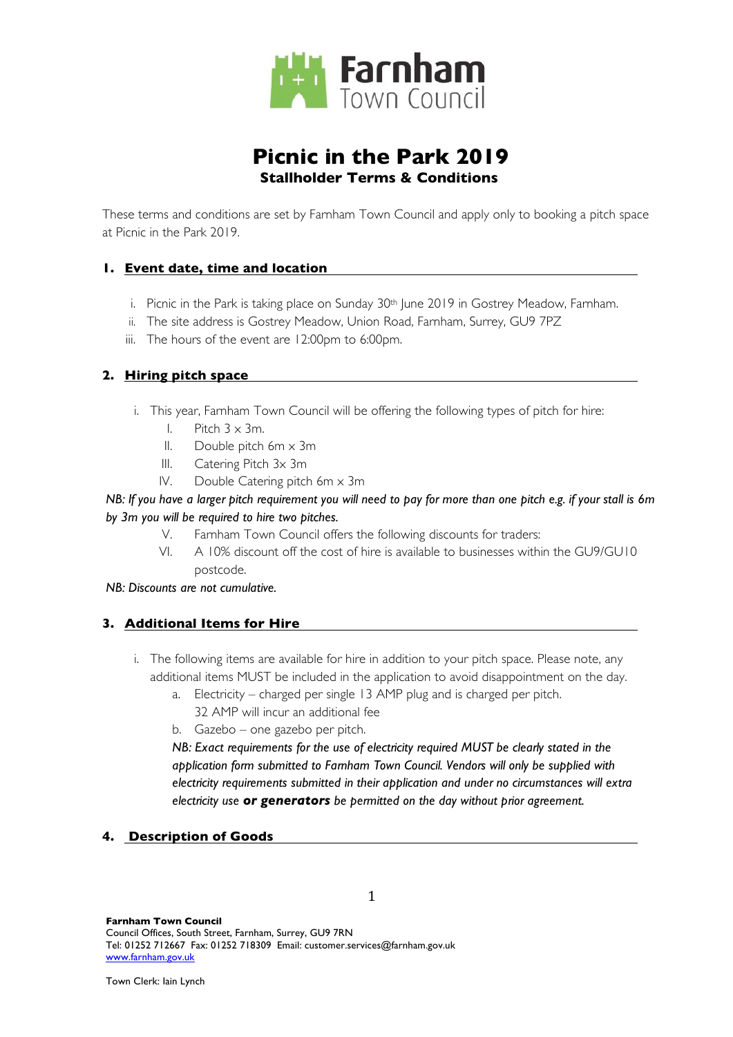Farnham Town Council

# Picnic in the Park 2019

## Stallholder Terms & Conditions

These terms and conditions are set by Farnham Town Council and apply only to booking a pitch space at Picnic in the Park 2019.

### 1. Event date, time and location

i. Picnic in the Park is taking place on Sunday 30th June 2019 in Gostrey Meadow, Farnham.
ii. The site address is Gostrey Meadow, Union Road, Farnham, Surrey, GU9 7PZ
iii. The hours of the event are 12:00pm to 6:00pm.

### 2. Hiring pitch space

i. This year, Farnham Town Council will be offering the following types of pitch for hire:
   I. Pitch 3 x 3m.
   II. Double pitch 6m x 3m
   III. Catering Pitch 3x 3m
   IV. Double Catering pitch 6m x 3m

*NB: If you have a larger pitch requirement you will need to pay for more than one pitch e.g. if your stall is 6m by 3m you will be required to hire two pitches.*

   V. Farnham Town Council offers the following discounts for traders:
   VI. A 10% discount off the cost of hire is available to businesses within the GU9/GU10 postcode.

*NB: Discounts are not cumulative.*

### 3. Additional Items for Hire

i. The following items are available for hire in addition to your pitch space. Please note, any additional items MUST be included in the application to avoid disappointment on the day.
   a. Electricity – charged per single 13 AMP plug and is charged per pitch. 32 AMP will incur an additional fee
   b. Gazebo – one gazebo per pitch.

   *NB: Exact requirements for the use of electricity required MUST be clearly stated in the application form submitted to Farnham Town Council. Vendors will only be supplied with electricity requirements submitted in their application and under no circumstances will extra electricity use* ***or generators*** *be permitted on the day without prior agreement.*

### 4. Description of Goods

**Farnham Town Council**
Council Offices, South Street, Farnham, Surrey, GU9 7RN
Tel: 01252 712667 Fax: 01252 718309 Email: customer.services@farnham.gov.uk
www.farnham.gov.uk

Town Clerk: Iain Lynch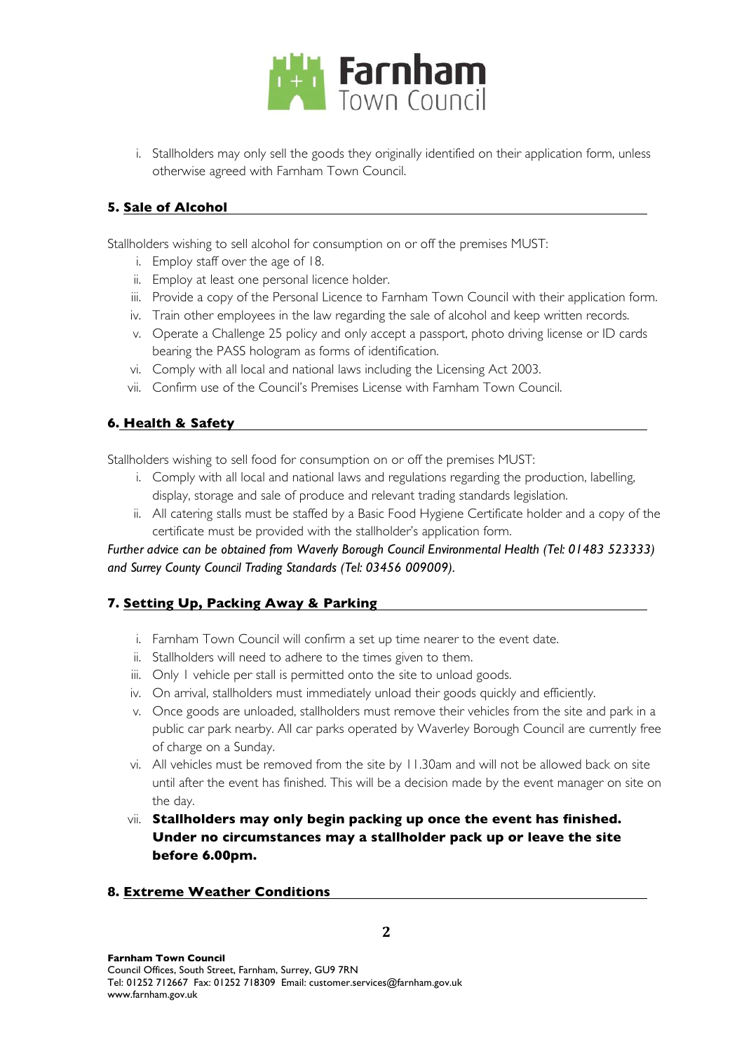i. Stallholders may only sell the goods they originally identified on their application form, unless otherwise agreed with Farnham Town Council.

## 5. Sale of Alcohol

Stallholders wishing to sell alcohol for consumption on or off the premises MUST:

i. Employ staff over the age of 18.
ii. Employ at least one personal licence holder.
iii. Provide a copy of the Personal Licence to Farnham Town Council with their application form.
iv. Train other employees in the law regarding the sale of alcohol and keep written records.
v. Operate a Challenge 25 policy and only accept a passport, photo driving license or ID cards bearing the PASS hologram as forms of identification.
vi. Comply with all local and national laws including the Licensing Act 2003.
vii. Confirm use of the Council's Premises License with Farnham Town Council.

## 6. Health & Safety

Stallholders wishing to sell food for consumption on or off the premises MUST:

i. Comply with all local and national laws and regulations regarding the production, labelling, display, storage and sale of produce and relevant trading standards legislation.
ii. All catering stalls must be staffed by a Basic Food Hygiene Certificate holder and a copy of the certificate must be provided with the stallholder's application form.

*Further advice can be obtained from Waverly Borough Council Environmental Health (Tel: 01483 523333) and Surrey County Council Trading Standards (Tel: 03456 009009).*

## 7. Setting Up, Packing Away & Parking

i. Farnham Town Council will confirm a set up time nearer to the event date.
ii. Stallholders will need to adhere to the times given to them.
iii. Only 1 vehicle per stall is permitted onto the site to unload goods.
iv. On arrival, stallholders must immediately unload their goods quickly and efficiently.
v. Once goods are unloaded, stallholders must remove their vehicles from the site and park in a public car park nearby. All car parks operated by Waverley Borough Council are currently free of charge on a Sunday.
vi. All vehicles must be removed from the site by 11.30am and will not be allowed back on site until after the event has finished. This will be a decision made by the event manager on site on the day.
vii. **Stallholders may only begin packing up once the event has finished. Under no circumstances may a stallholder pack up or leave the site before 6.00pm.**

## 8. Extreme Weather Conditions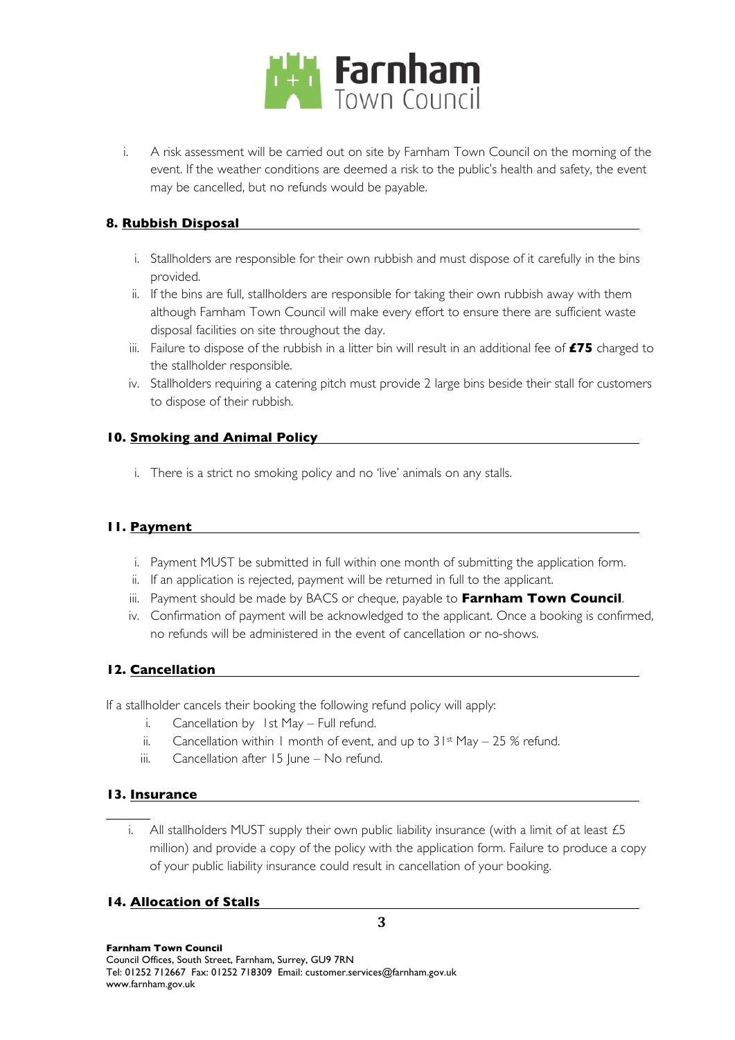i. A risk assessment will be carried out on site by Farnham Town Council on the morning of the event. If the weather conditions are deemed a risk to the public's health and safety, the event may be cancelled, but no refunds would be payable.

## 8. Rubbish Disposal

i. Stallholders are responsible for their own rubbish and must dispose of it carefully in the bins provided.
ii. If the bins are full, stallholders are responsible for taking their own rubbish away with them although Farnham Town Council will make every effort to ensure there are sufficient waste disposal facilities on site throughout the day.
iii. Failure to dispose of the rubbish in a litter bin will result in an additional fee of **£75** charged to the stallholder responsible.
iv. Stallholders requiring a catering pitch must provide 2 large bins beside their stall for customers to dispose of their rubbish.

## 10. Smoking and Animal Policy

i. There is a strict no smoking policy and no 'live' animals on any stalls.

## 11. Payment

i. Payment MUST be submitted in full within one month of submitting the application form.
ii. If an application is rejected, payment will be returned in full to the applicant.
iii. Payment should be made by BACS or cheque, payable to **Farnham Town Council**.
iv. Confirmation of payment will be acknowledged to the applicant. Once a booking is confirmed, no refunds will be administered in the event of cancellation or no-shows.

## 12. Cancellation

If a stallholder cancels their booking the following refund policy will apply:

i. Cancellation by 1st May – Full refund.
ii. Cancellation within 1 month of event, and up to 31st May – 25 % refund.
iii. Cancellation after 15 June – No refund.

## 13. Insurance

i. All stallholders MUST supply their own public liability insurance (with a limit of at least £5 million) and provide a copy of the policy with the application form. Failure to produce a copy of your public liability insurance could result in cancellation of your booking.

## 14. Allocation of Stalls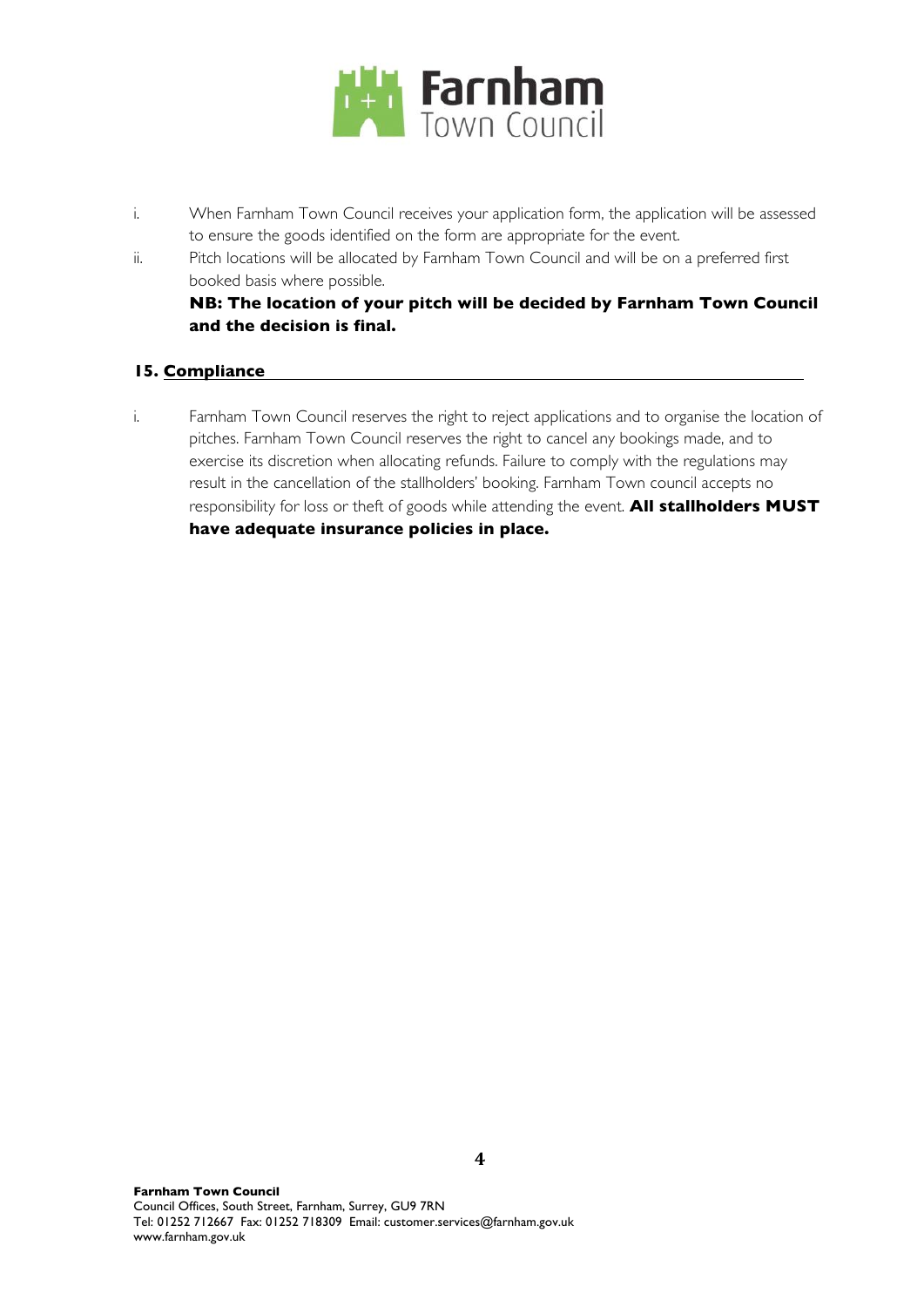i. When Farnham Town Council receives your application form, the application will be assessed to ensure the goods identified on the form are appropriate for the event.

ii. Pitch locations will be allocated by Farnham Town Council and will be on a preferred first booked basis where possible.

   **NB: The location of your pitch will be decided by Farnham Town Council and the decision is final.**

## 15. Compliance

i. Farnham Town Council reserves the right to reject applications and to organise the location of pitches. Farnham Town Council reserves the right to cancel any bookings made, and to exercise its discretion when allocating refunds. Failure to comply with the regulations may result in the cancellation of the stallholders' booking. Farnham Town council accepts no responsibility for loss or theft of goods while attending the event. **All stallholders MUST have adequate insurance policies in place.**